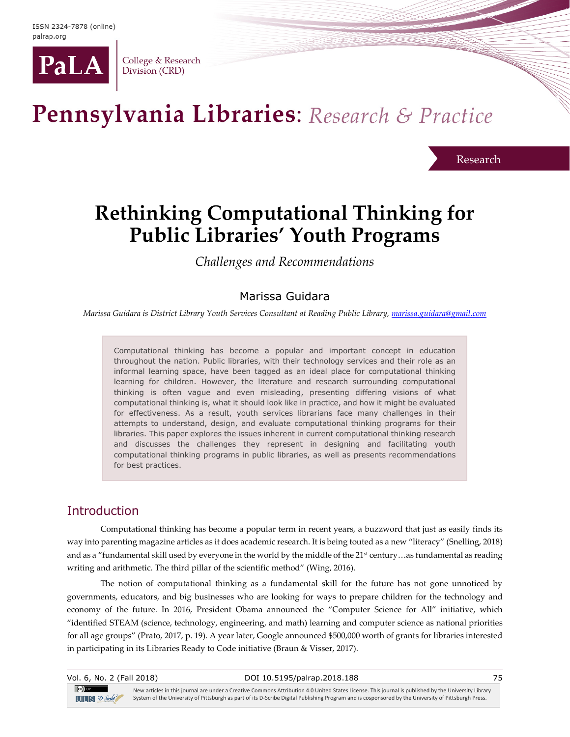ISSN 2324-7878 (online)
palrap.org

PaLA College & Research Division (CRD)

# Pennsylvania Libraries: *Research & Practice*

Research

# Rethinking Computational Thinking for Public Libraries' Youth Programs

*Challenges and Recommendations*

Marissa Guidara

*Marissa Guidara is District Library Youth Services Consultant at Reading Public Library, marissa.guidara@gmail.com*

> Computational thinking has become a popular and important concept in education throughout the nation. Public libraries, with their technology services and their role as an informal learning space, have been tagged as an ideal place for computational thinking learning for children. However, the literature and research surrounding computational thinking is often vague and even misleading, presenting differing visions of what computational thinking is, what it should look like in practice, and how it might be evaluated for effectiveness. As a result, youth services librarians face many challenges in their attempts to understand, design, and evaluate computational thinking programs for their libraries. This paper explores the issues inherent in current computational thinking research and discusses the challenges they represent in designing and facilitating youth computational thinking programs in public libraries, as well as presents recommendations for best practices.

## Introduction

Computational thinking has become a popular term in recent years, a buzzword that just as easily finds its way into parenting magazine articles as it does academic research. It is being touted as a new "literacy" (Snelling, 2018) and as a "fundamental skill used by everyone in the world by the middle of the 21st century…as fundamental as reading writing and arithmetic. The third pillar of the scientific method" (Wing, 2016).

The notion of computational thinking as a fundamental skill for the future has not gone unnoticed by governments, educators, and big businesses who are looking for ways to prepare children for the technology and economy of the future. In 2016, President Obama announced the "Computer Science for All" initiative, which "identified STEAM (science, technology, engineering, and math) learning and computer science as national priorities for all age groups" (Prato, 2017, p. 19). A year later, Google announced $500,000 worth of grants for libraries interested in participating in its Libraries Ready to Code initiative (Braun & Visser, 2017).

DOI 10.5195/palrap.2018.188

New articles in this journal are under a Creative Commons Attribution 4.0 United States License. This journal is published by the University Library System of the University of Pittsburgh as part of its D-Scribe Digital Publishing Program and is cosponsored by the University of Pittsburgh Press.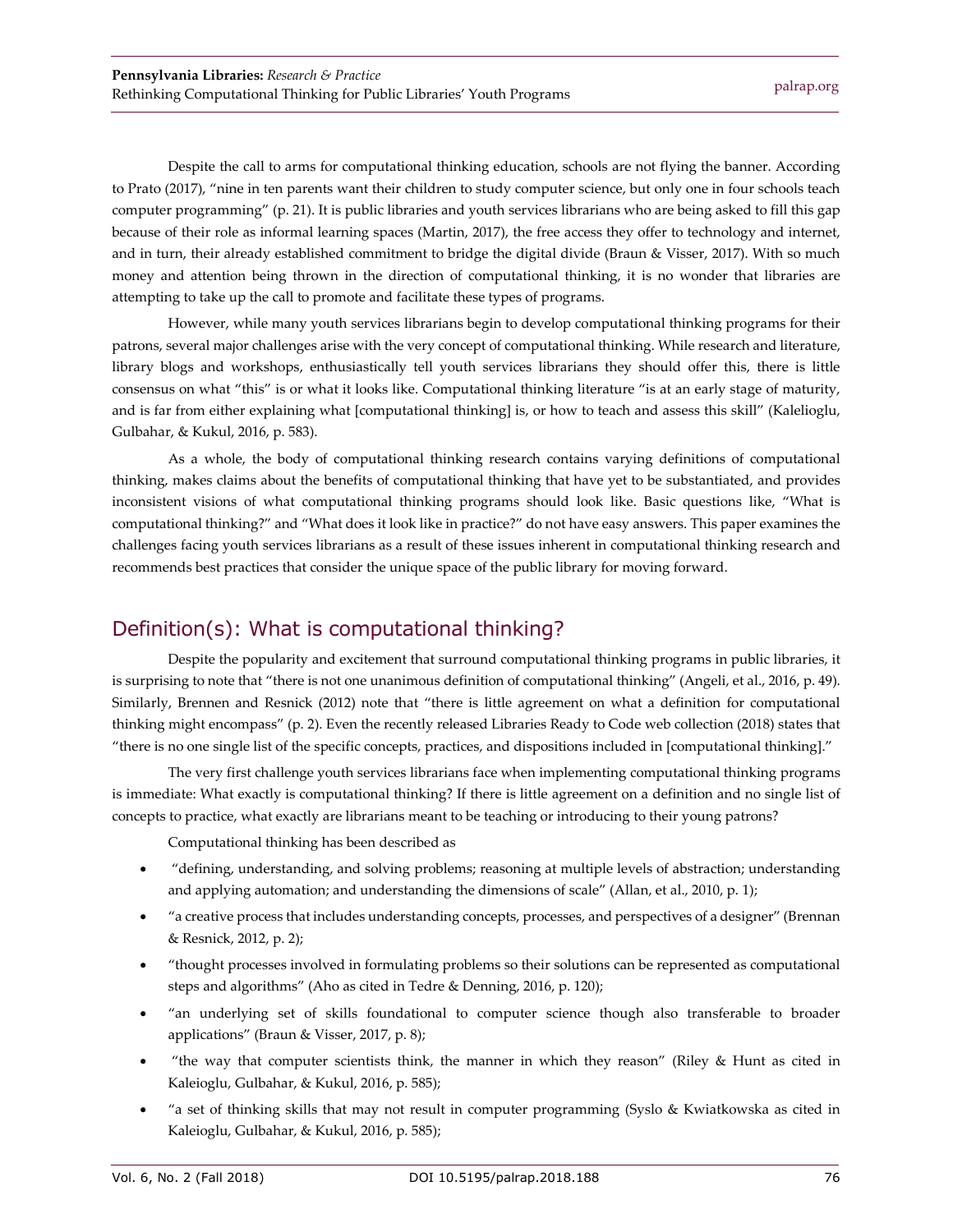Despite the call to arms for computational thinking education, schools are not flying the banner. According to Prato (2017), "nine in ten parents want their children to study computer science, but only one in four schools teach computer programming" (p. 21). It is public libraries and youth services librarians who are being asked to fill this gap because of their role as informal learning spaces (Martin, 2017), the free access they offer to technology and internet, and in turn, their already established commitment to bridge the digital divide (Braun & Visser, 2017). With so much money and attention being thrown in the direction of computational thinking, it is no wonder that libraries are attempting to take up the call to promote and facilitate these types of programs.

However, while many youth services librarians begin to develop computational thinking programs for their patrons, several major challenges arise with the very concept of computational thinking. While research and literature, library blogs and workshops, enthusiastically tell youth services librarians they should offer this, there is little consensus on what "this" is or what it looks like. Computational thinking literature "is at an early stage of maturity, and is far from either explaining what [computational thinking] is, or how to teach and assess this skill" (Kalelioglu, Gulbahar, & Kukul, 2016, p. 583).

As a whole, the body of computational thinking research contains varying definitions of computational thinking, makes claims about the benefits of computational thinking that have yet to be substantiated, and provides inconsistent visions of what computational thinking programs should look like. Basic questions like, "What is computational thinking?" and "What does it look like in practice?" do not have easy answers. This paper examines the challenges facing youth services librarians as a result of these issues inherent in computational thinking research and recommends best practices that consider the unique space of the public library for moving forward.

## Definition(s): What is computational thinking?

Despite the popularity and excitement that surround computational thinking programs in public libraries, it is surprising to note that "there is not one unanimous definition of computational thinking" (Angeli, et al., 2016, p. 49). Similarly, Brennen and Resnick (2012) note that "there is little agreement on what a definition for computational thinking might encompass" (p. 2). Even the recently released Libraries Ready to Code web collection (2018) states that "there is no one single list of the specific concepts, practices, and dispositions included in [computational thinking]."

The very first challenge youth services librarians face when implementing computational thinking programs is immediate: What exactly is computational thinking? If there is little agreement on a definition and no single list of concepts to practice, what exactly are librarians meant to be teaching or introducing to their young patrons?

Computational thinking has been described as

- "defining, understanding, and solving problems; reasoning at multiple levels of abstraction; understanding and applying automation; and understanding the dimensions of scale" (Allan, et al., 2010, p. 1);
- "a creative process that includes understanding concepts, processes, and perspectives of a designer" (Brennan & Resnick, 2012, p. 2);
- "thought processes involved in formulating problems so their solutions can be represented as computational steps and algorithms" (Aho as cited in Tedre & Denning, 2016, p. 120);
- "an underlying set of skills foundational to computer science though also transferable to broader applications" (Braun & Visser, 2017, p. 8);
- "the way that computer scientists think, the manner in which they reason" (Riley & Hunt as cited in Kaleioglu, Gulbahar, & Kukul, 2016, p. 585);
- "a set of thinking skills that may not result in computer programming (Syslo & Kwiatkowska as cited in Kaleioglu, Gulbahar, & Kukul, 2016, p. 585);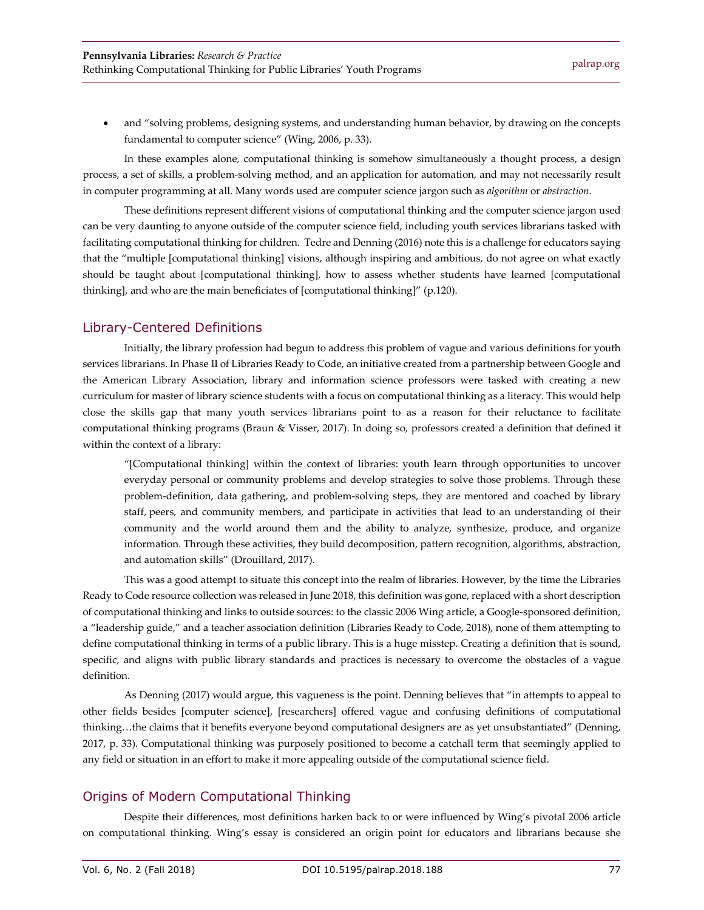- and "solving problems, designing systems, and understanding human behavior, by drawing on the concepts fundamental to computer science" (Wing, 2006, p. 33).

In these examples alone, computational thinking is somehow simultaneously a thought process, a design process, a set of skills, a problem-solving method, and an application for automation, and may not necessarily result in computer programming at all. Many words used are computer science jargon such as *algorithm* or *abstraction*.

These definitions represent different visions of computational thinking and the computer science jargon used can be very daunting to anyone outside of the computer science field, including youth services librarians tasked with facilitating computational thinking for children. Tedre and Denning (2016) note this is a challenge for educators saying that the "multiple [computational thinking] visions, although inspiring and ambitious, do not agree on what exactly should be taught about [computational thinking], how to assess whether students have learned [computational thinking], and who are the main beneficiates of [computational thinking]" (p.120).

## Library-Centered Definitions

Initially, the library profession had begun to address this problem of vague and various definitions for youth services librarians. In Phase II of Libraries Ready to Code, an initiative created from a partnership between Google and the American Library Association, library and information science professors were tasked with creating a new curriculum for master of library science students with a focus on computational thinking as a literacy. This would help close the skills gap that many youth services librarians point to as a reason for their reluctance to facilitate computational thinking programs (Braun & Visser, 2017). In doing so, professors created a definition that defined it within the context of a library:

> "[Computational thinking] within the context of libraries: youth learn through opportunities to uncover everyday personal or community problems and develop strategies to solve those problems. Through these problem-definition, data gathering, and problem-solving steps, they are mentored and coached by library staff, peers, and community members, and participate in activities that lead to an understanding of their community and the world around them and the ability to analyze, synthesize, produce, and organize information. Through these activities, they build decomposition, pattern recognition, algorithms, abstraction, and automation skills" (Drouillard, 2017).

This was a good attempt to situate this concept into the realm of libraries. However, by the time the Libraries Ready to Code resource collection was released in June 2018, this definition was gone, replaced with a short description of computational thinking and links to outside sources: to the classic 2006 Wing article, a Google-sponsored definition, a "leadership guide," and a teacher association definition (Libraries Ready to Code, 2018), none of them attempting to define computational thinking in terms of a public library. This is a huge misstep. Creating a definition that is sound, specific, and aligns with public library standards and practices is necessary to overcome the obstacles of a vague definition.

As Denning (2017) would argue, this vagueness is the point. Denning believes that "in attempts to appeal to other fields besides [computer science], [researchers] offered vague and confusing definitions of computational thinking…the claims that it benefits everyone beyond computational designers are as yet unsubstantiated" (Denning, 2017, p. 33). Computational thinking was purposely positioned to become a catchall term that seemingly applied to any field or situation in an effort to make it more appealing outside of the computational science field.

## Origins of Modern Computational Thinking

Despite their differences, most definitions harken back to or were influenced by Wing's pivotal 2006 article on computational thinking. Wing's essay is considered an origin point for educators and librarians because she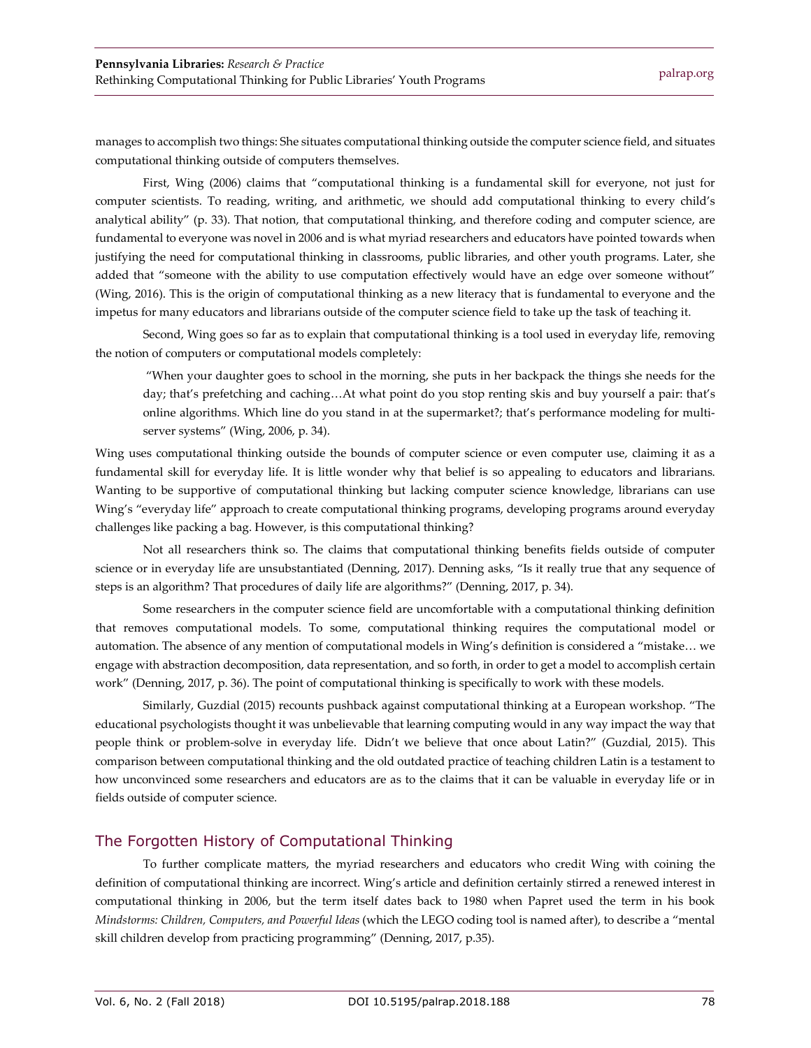manages to accomplish two things: She situates computational thinking outside the computer science field, and situates computational thinking outside of computers themselves.

First, Wing (2006) claims that "computational thinking is a fundamental skill for everyone, not just for computer scientists. To reading, writing, and arithmetic, we should add computational thinking to every child's analytical ability" (p. 33). That notion, that computational thinking, and therefore coding and computer science, are fundamental to everyone was novel in 2006 and is what myriad researchers and educators have pointed towards when justifying the need for computational thinking in classrooms, public libraries, and other youth programs. Later, she added that "someone with the ability to use computation effectively would have an edge over someone without" (Wing, 2016). This is the origin of computational thinking as a new literacy that is fundamental to everyone and the impetus for many educators and librarians outside of the computer science field to take up the task of teaching it.

Second, Wing goes so far as to explain that computational thinking is a tool used in everyday life, removing the notion of computers or computational models completely:

> "When your daughter goes to school in the morning, she puts in her backpack the things she needs for the day; that's prefetching and caching…At what point do you stop renting skis and buy yourself a pair: that's online algorithms. Which line do you stand in at the supermarket?; that's performance modeling for multi-server systems" (Wing, 2006, p. 34).

Wing uses computational thinking outside the bounds of computer science or even computer use, claiming it as a fundamental skill for everyday life. It is little wonder why that belief is so appealing to educators and librarians. Wanting to be supportive of computational thinking but lacking computer science knowledge, librarians can use Wing's "everyday life" approach to create computational thinking programs, developing programs around everyday challenges like packing a bag. However, is this computational thinking?

Not all researchers think so. The claims that computational thinking benefits fields outside of computer science or in everyday life are unsubstantiated (Denning, 2017). Denning asks, "Is it really true that any sequence of steps is an algorithm? That procedures of daily life are algorithms?" (Denning, 2017, p. 34).

Some researchers in the computer science field are uncomfortable with a computational thinking definition that removes computational models. To some, computational thinking requires the computational model or automation. The absence of any mention of computational models in Wing's definition is considered a "mistake… we engage with abstraction decomposition, data representation, and so forth, in order to get a model to accomplish certain work" (Denning, 2017, p. 36). The point of computational thinking is specifically to work with these models.

Similarly, Guzdial (2015) recounts pushback against computational thinking at a European workshop. "The educational psychologists thought it was unbelievable that learning computing would in any way impact the way that people think or problem-solve in everyday life. Didn't we believe that once about Latin?" (Guzdial, 2015). This comparison between computational thinking and the old outdated practice of teaching children Latin is a testament to how unconvinced some researchers and educators are as to the claims that it can be valuable in everyday life or in fields outside of computer science.

## The Forgotten History of Computational Thinking

To further complicate matters, the myriad researchers and educators who credit Wing with coining the definition of computational thinking are incorrect. Wing's article and definition certainly stirred a renewed interest in computational thinking in 2006, but the term itself dates back to 1980 when Papret used the term in his book *Mindstorms: Children, Computers, and Powerful Ideas* (which the LEGO coding tool is named after), to describe a "mental skill children develop from practicing programming" (Denning, 2017, p.35).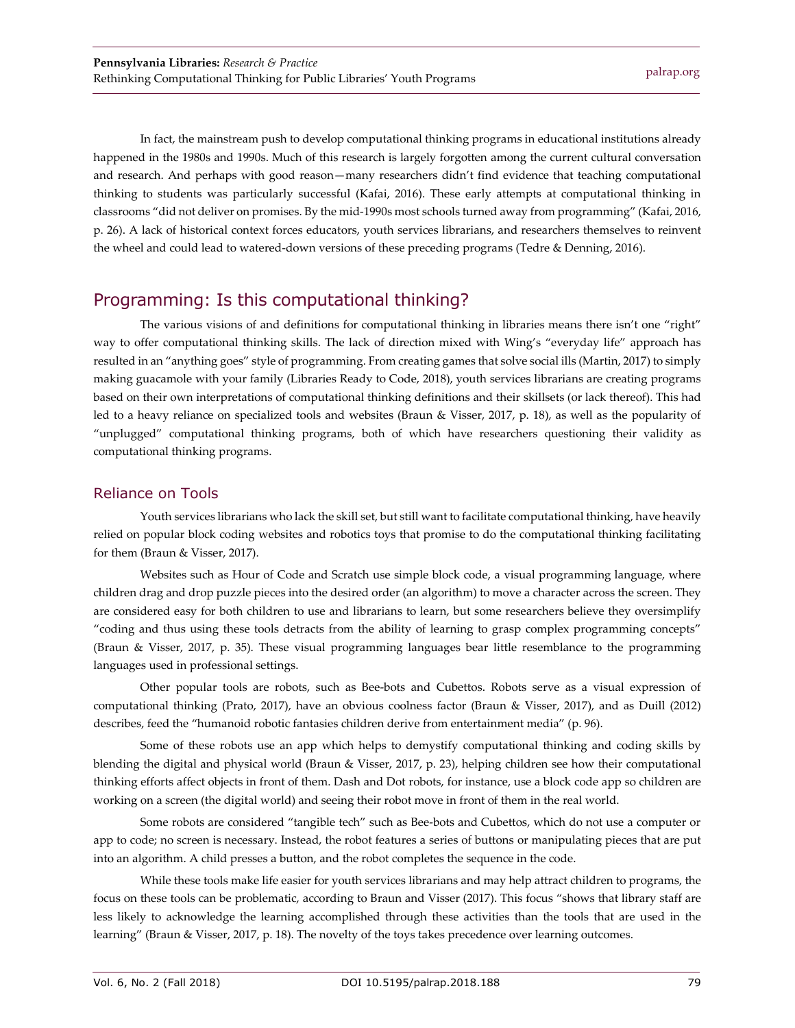In fact, the mainstream push to develop computational thinking programs in educational institutions already happened in the 1980s and 1990s. Much of this research is largely forgotten among the current cultural conversation and research. And perhaps with good reason—many researchers didn't find evidence that teaching computational thinking to students was particularly successful (Kafai, 2016). These early attempts at computational thinking in classrooms "did not deliver on promises. By the mid-1990s most schools turned away from programming" (Kafai, 2016, p. 26). A lack of historical context forces educators, youth services librarians, and researchers themselves to reinvent the wheel and could lead to watered-down versions of these preceding programs (Tedre & Denning, 2016).

## Programming: Is this computational thinking?

The various visions of and definitions for computational thinking in libraries means there isn't one "right" way to offer computational thinking skills. The lack of direction mixed with Wing's "everyday life" approach has resulted in an "anything goes" style of programming. From creating games that solve social ills (Martin, 2017) to simply making guacamole with your family (Libraries Ready to Code, 2018), youth services librarians are creating programs based on their own interpretations of computational thinking definitions and their skillsets (or lack thereof). This had led to a heavy reliance on specialized tools and websites (Braun & Visser, 2017, p. 18), as well as the popularity of "unplugged" computational thinking programs, both of which have researchers questioning their validity as computational thinking programs.

### Reliance on Tools

Youth services librarians who lack the skill set, but still want to facilitate computational thinking, have heavily relied on popular block coding websites and robotics toys that promise to do the computational thinking facilitating for them (Braun & Visser, 2017).

Websites such as Hour of Code and Scratch use simple block code, a visual programming language, where children drag and drop puzzle pieces into the desired order (an algorithm) to move a character across the screen. They are considered easy for both children to use and librarians to learn, but some researchers believe they oversimplify "coding and thus using these tools detracts from the ability of learning to grasp complex programming concepts" (Braun & Visser, 2017, p. 35). These visual programming languages bear little resemblance to the programming languages used in professional settings.

Other popular tools are robots, such as Bee-bots and Cubettos. Robots serve as a visual expression of computational thinking (Prato, 2017), have an obvious coolness factor (Braun & Visser, 2017), and as Duill (2012) describes, feed the "humanoid robotic fantasies children derive from entertainment media" (p. 96).

Some of these robots use an app which helps to demystify computational thinking and coding skills by blending the digital and physical world (Braun & Visser, 2017, p. 23), helping children see how their computational thinking efforts affect objects in front of them. Dash and Dot robots, for instance, use a block code app so children are working on a screen (the digital world) and seeing their robot move in front of them in the real world.

Some robots are considered "tangible tech" such as Bee-bots and Cubettos, which do not use a computer or app to code; no screen is necessary. Instead, the robot features a series of buttons or manipulating pieces that are put into an algorithm. A child presses a button, and the robot completes the sequence in the code.

While these tools make life easier for youth services librarians and may help attract children to programs, the focus on these tools can be problematic, according to Braun and Visser (2017). This focus "shows that library staff are less likely to acknowledge the learning accomplished through these activities than the tools that are used in the learning" (Braun & Visser, 2017, p. 18). The novelty of the toys takes precedence over learning outcomes.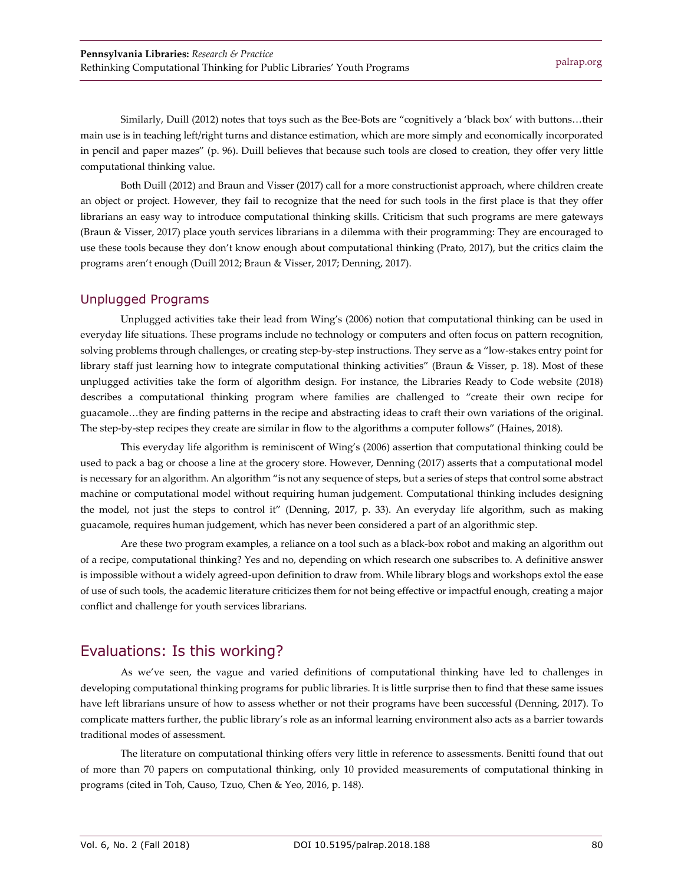Similarly, Duill (2012) notes that toys such as the Bee-Bots are "cognitively a 'black box' with buttons…their main use is in teaching left/right turns and distance estimation, which are more simply and economically incorporated in pencil and paper mazes" (p. 96). Duill believes that because such tools are closed to creation, they offer very little computational thinking value.

Both Duill (2012) and Braun and Visser (2017) call for a more constructionist approach, where children create an object or project. However, they fail to recognize that the need for such tools in the first place is that they offer librarians an easy way to introduce computational thinking skills. Criticism that such programs are mere gateways (Braun & Visser, 2017) place youth services librarians in a dilemma with their programming: They are encouraged to use these tools because they don't know enough about computational thinking (Prato, 2017), but the critics claim the programs aren't enough (Duill 2012; Braun & Visser, 2017; Denning, 2017).

### Unplugged Programs

Unplugged activities take their lead from Wing's (2006) notion that computational thinking can be used in everyday life situations. These programs include no technology or computers and often focus on pattern recognition, solving problems through challenges, or creating step-by-step instructions. They serve as a "low-stakes entry point for library staff just learning how to integrate computational thinking activities" (Braun & Visser, p. 18). Most of these unplugged activities take the form of algorithm design. For instance, the Libraries Ready to Code website (2018) describes a computational thinking program where families are challenged to "create their own recipe for guacamole…they are finding patterns in the recipe and abstracting ideas to craft their own variations of the original. The step-by-step recipes they create are similar in flow to the algorithms a computer follows" (Haines, 2018).

This everyday life algorithm is reminiscent of Wing's (2006) assertion that computational thinking could be used to pack a bag or choose a line at the grocery store. However, Denning (2017) asserts that a computational model is necessary for an algorithm. An algorithm "is not any sequence of steps, but a series of steps that control some abstract machine or computational model without requiring human judgement. Computational thinking includes designing the model, not just the steps to control it" (Denning, 2017, p. 33). An everyday life algorithm, such as making guacamole, requires human judgement, which has never been considered a part of an algorithmic step.

Are these two program examples, a reliance on a tool such as a black-box robot and making an algorithm out of a recipe, computational thinking? Yes and no, depending on which research one subscribes to. A definitive answer is impossible without a widely agreed-upon definition to draw from. While library blogs and workshops extol the ease of use of such tools, the academic literature criticizes them for not being effective or impactful enough, creating a major conflict and challenge for youth services librarians.

## Evaluations: Is this working?

As we've seen, the vague and varied definitions of computational thinking have led to challenges in developing computational thinking programs for public libraries. It is little surprise then to find that these same issues have left librarians unsure of how to assess whether or not their programs have been successful (Denning, 2017). To complicate matters further, the public library's role as an informal learning environment also acts as a barrier towards traditional modes of assessment.

The literature on computational thinking offers very little in reference to assessments. Benitti found that out of more than 70 papers on computational thinking, only 10 provided measurements of computational thinking in programs (cited in Toh, Causo, Tzuo, Chen & Yeo, 2016, p. 148).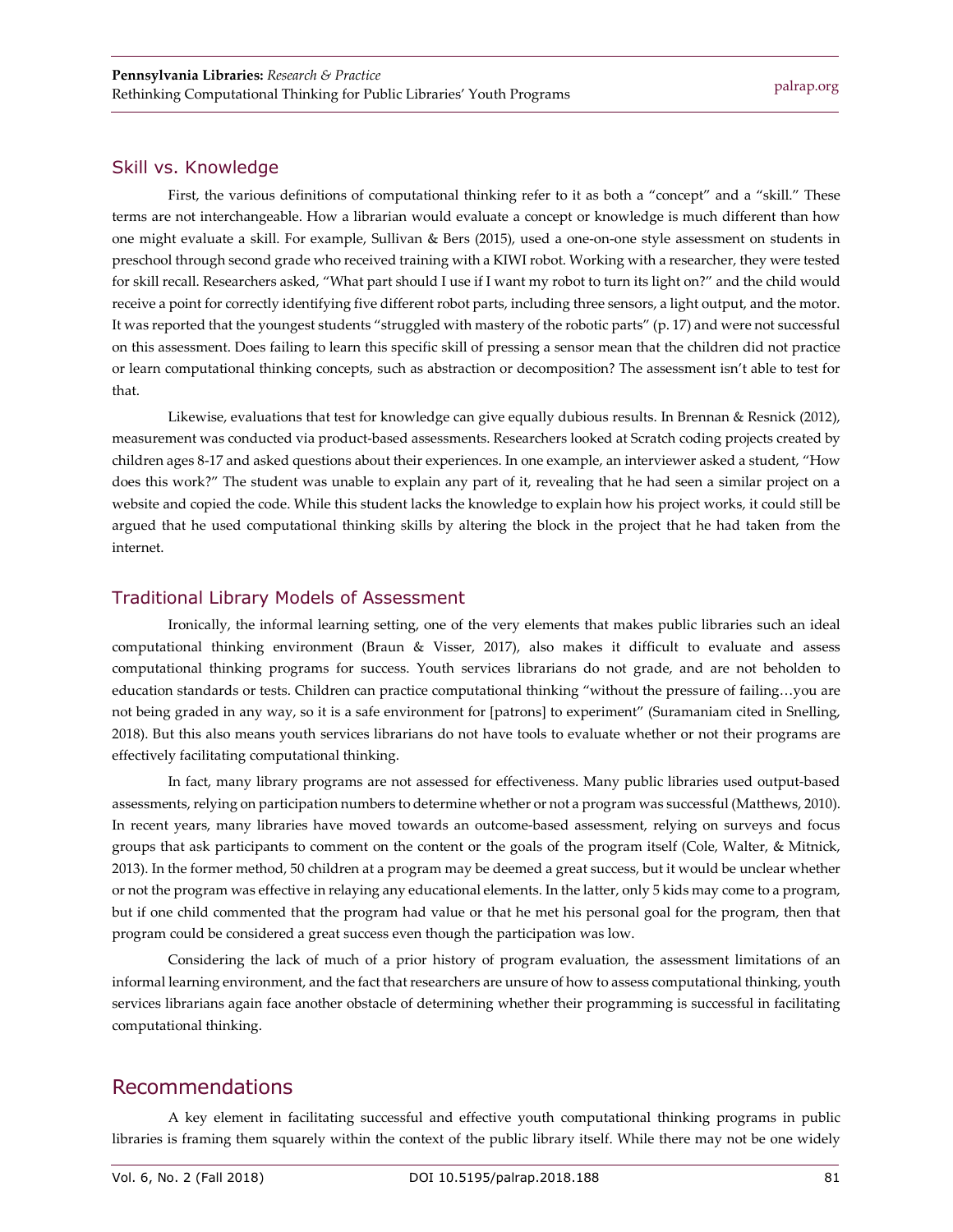### Skill vs. Knowledge

First, the various definitions of computational thinking refer to it as both a "concept" and a "skill." These terms are not interchangeable. How a librarian would evaluate a concept or knowledge is much different than how one might evaluate a skill. For example, Sullivan & Bers (2015), used a one-on-one style assessment on students in preschool through second grade who received training with a KIWI robot. Working with a researcher, they were tested for skill recall. Researchers asked, "What part should I use if I want my robot to turn its light on?" and the child would receive a point for correctly identifying five different robot parts, including three sensors, a light output, and the motor. It was reported that the youngest students "struggled with mastery of the robotic parts" (p. 17) and were not successful on this assessment. Does failing to learn this specific skill of pressing a sensor mean that the children did not practice or learn computational thinking concepts, such as abstraction or decomposition? The assessment isn't able to test for that.

Likewise, evaluations that test for knowledge can give equally dubious results. In Brennan & Resnick (2012), measurement was conducted via product-based assessments. Researchers looked at Scratch coding projects created by children ages 8-17 and asked questions about their experiences. In one example, an interviewer asked a student, "How does this work?" The student was unable to explain any part of it, revealing that he had seen a similar project on a website and copied the code. While this student lacks the knowledge to explain how his project works, it could still be argued that he used computational thinking skills by altering the block in the project that he had taken from the internet.

### Traditional Library Models of Assessment

Ironically, the informal learning setting, one of the very elements that makes public libraries such an ideal computational thinking environment (Braun & Visser, 2017), also makes it difficult to evaluate and assess computational thinking programs for success. Youth services librarians do not grade, and are not beholden to education standards or tests. Children can practice computational thinking "without the pressure of failing…you are not being graded in any way, so it is a safe environment for [patrons] to experiment" (Suramaniam cited in Snelling, 2018). But this also means youth services librarians do not have tools to evaluate whether or not their programs are effectively facilitating computational thinking.

In fact, many library programs are not assessed for effectiveness. Many public libraries used output-based assessments, relying on participation numbers to determine whether or not a program was successful (Matthews, 2010). In recent years, many libraries have moved towards an outcome-based assessment, relying on surveys and focus groups that ask participants to comment on the content or the goals of the program itself (Cole, Walter, & Mitnick, 2013). In the former method, 50 children at a program may be deemed a great success, but it would be unclear whether or not the program was effective in relaying any educational elements. In the latter, only 5 kids may come to a program, but if one child commented that the program had value or that he met his personal goal for the program, then that program could be considered a great success even though the participation was low.

Considering the lack of much of a prior history of program evaluation, the assessment limitations of an informal learning environment, and the fact that researchers are unsure of how to assess computational thinking, youth services librarians again face another obstacle of determining whether their programming is successful in facilitating computational thinking.

## Recommendations

A key element in facilitating successful and effective youth computational thinking programs in public libraries is framing them squarely within the context of the public library itself. While there may not be one widely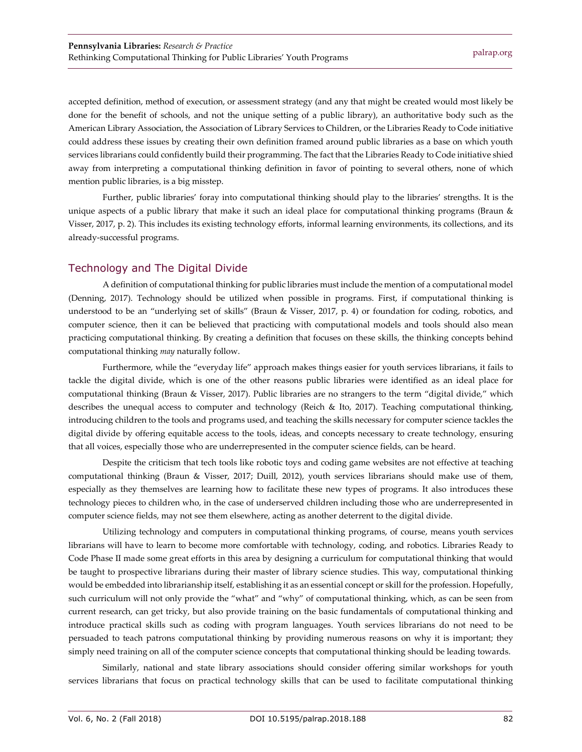accepted definition, method of execution, or assessment strategy (and any that might be created would most likely be done for the benefit of schools, and not the unique setting of a public library), an authoritative body such as the American Library Association, the Association of Library Services to Children, or the Libraries Ready to Code initiative could address these issues by creating their own definition framed around public libraries as a base on which youth services librarians could confidently build their programming. The fact that the Libraries Ready to Code initiative shied away from interpreting a computational thinking definition in favor of pointing to several others, none of which mention public libraries, is a big misstep.

Further, public libraries' foray into computational thinking should play to the libraries' strengths. It is the unique aspects of a public library that make it such an ideal place for computational thinking programs (Braun & Visser, 2017, p. 2). This includes its existing technology efforts, informal learning environments, its collections, and its already-successful programs.

## Technology and The Digital Divide

A definition of computational thinking for public libraries must include the mention of a computational model (Denning, 2017). Technology should be utilized when possible in programs. First, if computational thinking is understood to be an "underlying set of skills" (Braun & Visser, 2017, p. 4) or foundation for coding, robotics, and computer science, then it can be believed that practicing with computational models and tools should also mean practicing computational thinking. By creating a definition that focuses on these skills, the thinking concepts behind computational thinking *may* naturally follow.

Furthermore, while the "everyday life" approach makes things easier for youth services librarians, it fails to tackle the digital divide, which is one of the other reasons public libraries were identified as an ideal place for computational thinking (Braun & Visser, 2017). Public libraries are no strangers to the term "digital divide," which describes the unequal access to computer and technology (Reich & Ito, 2017). Teaching computational thinking, introducing children to the tools and programs used, and teaching the skills necessary for computer science tackles the digital divide by offering equitable access to the tools, ideas, and concepts necessary to create technology, ensuring that all voices, especially those who are underrepresented in the computer science fields, can be heard.

Despite the criticism that tech tools like robotic toys and coding game websites are not effective at teaching computational thinking (Braun & Visser, 2017; Duill, 2012), youth services librarians should make use of them, especially as they themselves are learning how to facilitate these new types of programs. It also introduces these technology pieces to children who, in the case of underserved children including those who are underrepresented in computer science fields, may not see them elsewhere, acting as another deterrent to the digital divide.

Utilizing technology and computers in computational thinking programs, of course, means youth services librarians will have to learn to become more comfortable with technology, coding, and robotics. Libraries Ready to Code Phase II made some great efforts in this area by designing a curriculum for computational thinking that would be taught to prospective librarians during their master of library science studies. This way, computational thinking would be embedded into librarianship itself, establishing it as an essential concept or skill for the profession. Hopefully, such curriculum will not only provide the "what" and "why" of computational thinking, which, as can be seen from current research, can get tricky, but also provide training on the basic fundamentals of computational thinking and introduce practical skills such as coding with program languages. Youth services librarians do not need to be persuaded to teach patrons computational thinking by providing numerous reasons on why it is important; they simply need training on all of the computer science concepts that computational thinking should be leading towards.

Similarly, national and state library associations should consider offering similar workshops for youth services librarians that focus on practical technology skills that can be used to facilitate computational thinking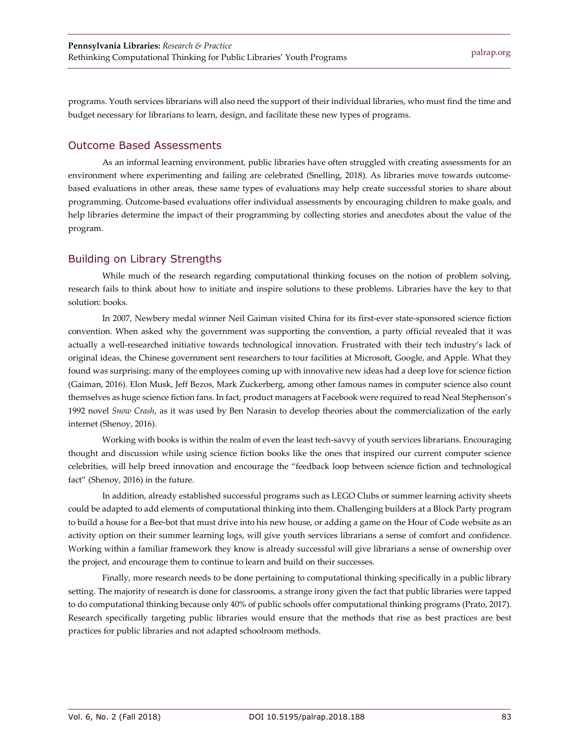programs. Youth services librarians will also need the support of their individual libraries, who must find the time and budget necessary for librarians to learn, design, and facilitate these new types of programs.

## Outcome Based Assessments

As an informal learning environment, public libraries have often struggled with creating assessments for an environment where experimenting and failing are celebrated (Snelling, 2018). As libraries move towards outcome-based evaluations in other areas, these same types of evaluations may help create successful stories to share about programming. Outcome-based evaluations offer individual assessments by encouraging children to make goals, and help libraries determine the impact of their programming by collecting stories and anecdotes about the value of the program.

## Building on Library Strengths

While much of the research regarding computational thinking focuses on the notion of problem solving, research fails to think about how to initiate and inspire solutions to these problems. Libraries have the key to that solution: books.

In 2007, Newbery medal winner Neil Gaiman visited China for its first-ever state-sponsored science fiction convention. When asked why the government was supporting the convention, a party official revealed that it was actually a well-researched initiative towards technological innovation. Frustrated with their tech industry's lack of original ideas, the Chinese government sent researchers to tour facilities at Microsoft, Google, and Apple. What they found was surprising: many of the employees coming up with innovative new ideas had a deep love for science fiction (Gaiman, 2016). Elon Musk, Jeff Bezos, Mark Zuckerberg, among other famous names in computer science also count themselves as huge science fiction fans. In fact, product managers at Facebook were required to read Neal Stephenson's 1992 novel *Snow Crash*, as it was used by Ben Narasin to develop theories about the commercialization of the early internet (Shenoy, 2016).

Working with books is within the realm of even the least tech-savvy of youth services librarians. Encouraging thought and discussion while using science fiction books like the ones that inspired our current computer science celebrities, will help breed innovation and encourage the "feedback loop between science fiction and technological fact" (Shenoy, 2016) in the future.

In addition, already established successful programs such as LEGO Clubs or summer learning activity sheets could be adapted to add elements of computational thinking into them. Challenging builders at a Block Party program to build a house for a Bee-bot that must drive into his new house, or adding a game on the Hour of Code website as an activity option on their summer learning logs, will give youth services librarians a sense of comfort and confidence. Working within a familiar framework they know is already successful will give librarians a sense of ownership over the project, and encourage them to continue to learn and build on their successes.

Finally, more research needs to be done pertaining to computational thinking specifically in a public library setting. The majority of research is done for classrooms, a strange irony given the fact that public libraries were tapped to do computational thinking because only 40% of public schools offer computational thinking programs (Prato, 2017). Research specifically targeting public libraries would ensure that the methods that rise as best practices are best practices for public libraries and not adapted schoolroom methods.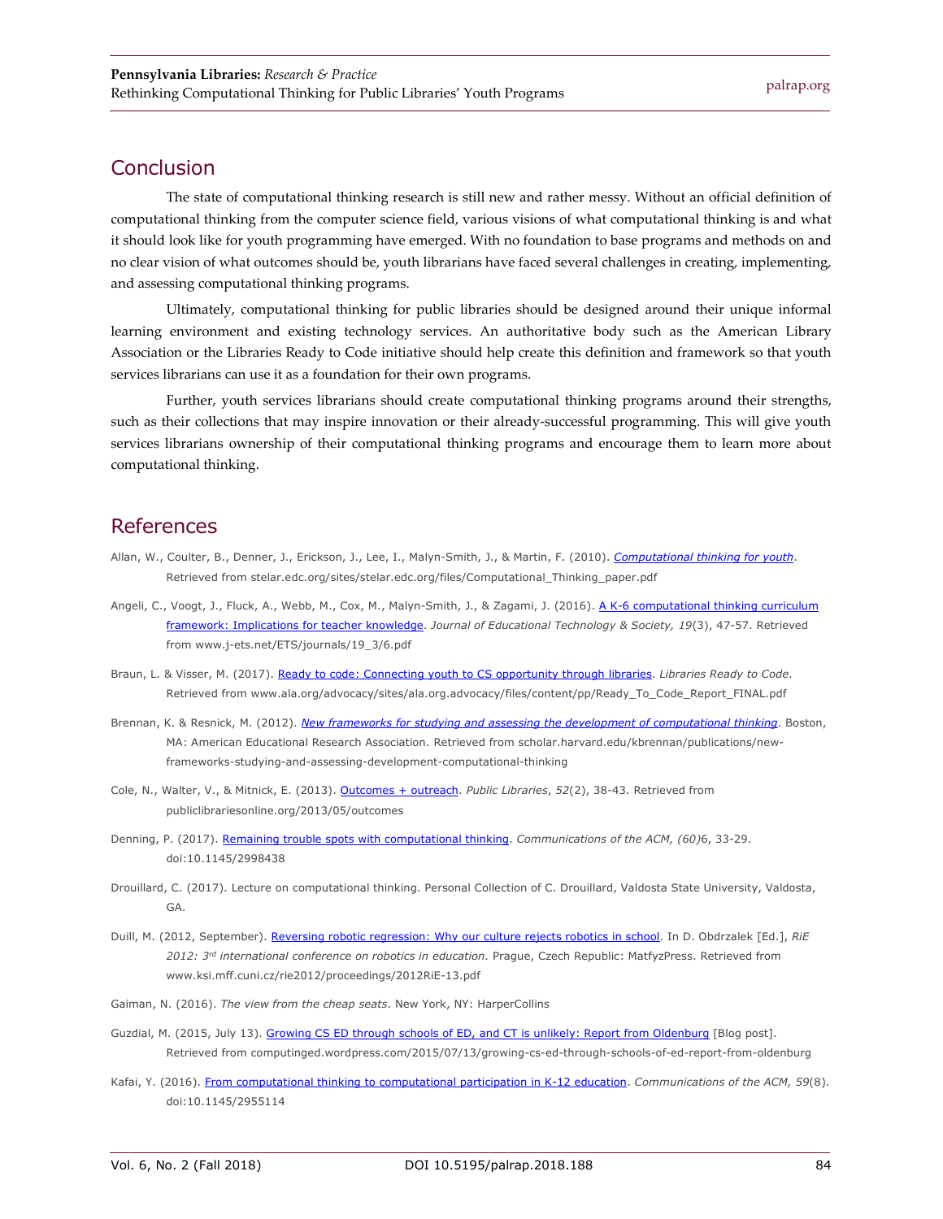## Conclusion

The state of computational thinking research is still new and rather messy. Without an official definition of computational thinking from the computer science field, various visions of what computational thinking is and what it should look like for youth programming have emerged. With no foundation to base programs and methods on and no clear vision of what outcomes should be, youth librarians have faced several challenges in creating, implementing, and assessing computational thinking programs.

Ultimately, computational thinking for public libraries should be designed around their unique informal learning environment and existing technology services. An authoritative body such as the American Library Association or the Libraries Ready to Code initiative should help create this definition and framework so that youth services librarians can use it as a foundation for their own programs.

Further, youth services librarians should create computational thinking programs around their strengths, such as their collections that may inspire innovation or their already-successful programming. This will give youth services librarians ownership of their computational thinking programs and encourage them to learn more about computational thinking.

## References

Allan, W., Coulter, B., Denner, J., Erickson, J., Lee, I., Malyn-Smith, J., & Martin, F. (2010). *Computational thinking for youth*. Retrieved from stelar.edc.org/sites/stelar.edc.org/files/Computational_Thinking_paper.pdf

Angeli, C., Voogt, J., Fluck, A., Webb, M., Cox, M., Malyn-Smith, J., & Zagami, J. (2016). A K-6 computational thinking curriculum framework: Implications for teacher knowledge. *Journal of Educational Technology & Society, 19*(3), 47-57. Retrieved from www.j-ets.net/ETS/journals/19_3/6.pdf

Braun, L. & Visser, M. (2017). Ready to code: Connecting youth to CS opportunity through libraries. *Libraries Ready to Code*. Retrieved from www.ala.org/advocacy/sites/ala.org.advocacy/files/content/pp/Ready_To_Code_Report_FINAL.pdf

Brennan, K. & Resnick, M. (2012). *New frameworks for studying and assessing the development of computational thinking*. Boston, MA: American Educational Research Association. Retrieved from scholar.harvard.edu/kbrennan/publications/new-frameworks-studying-and-assessing-development-computational-thinking

Cole, N., Walter, V., & Mitnick, E. (2013). Outcomes + outreach. *Public Libraries*, *52*(2), 38-43. Retrieved from publiclibrariesonline.org/2013/05/outcomes

Denning, P. (2017). Remaining trouble spots with computational thinking. *Communications of the ACM, (60)*6, 33-29. doi:10.1145/2998438

Drouillard, C. (2017). Lecture on computational thinking. Personal Collection of C. Drouillard, Valdosta State University, Valdosta, GA.

Duill, M. (2012, September). Reversing robotic regression: Why our culture rejects robotics in school. In D. Obdrzalek [Ed.], *RiE 2012: 3rd international conference on robotics in education*. Prague, Czech Republic: MatfyzPress. Retrieved from www.ksi.mff.cuni.cz/rie2012/proceedings/2012RiE-13.pdf

Gaiman, N. (2016). *The view from the cheap seats*. New York, NY: HarperCollins

Guzdial, M. (2015, July 13). Growing CS ED through schools of ED, and CT is unlikely: Report from Oldenburg [Blog post]. Retrieved from computinged.wordpress.com/2015/07/13/growing-cs-ed-through-schools-of-ed-report-from-oldenburg

Kafai, Y. (2016). From computational thinking to computational participation in K-12 education. *Communications of the ACM, 59*(8). doi:10.1145/2955114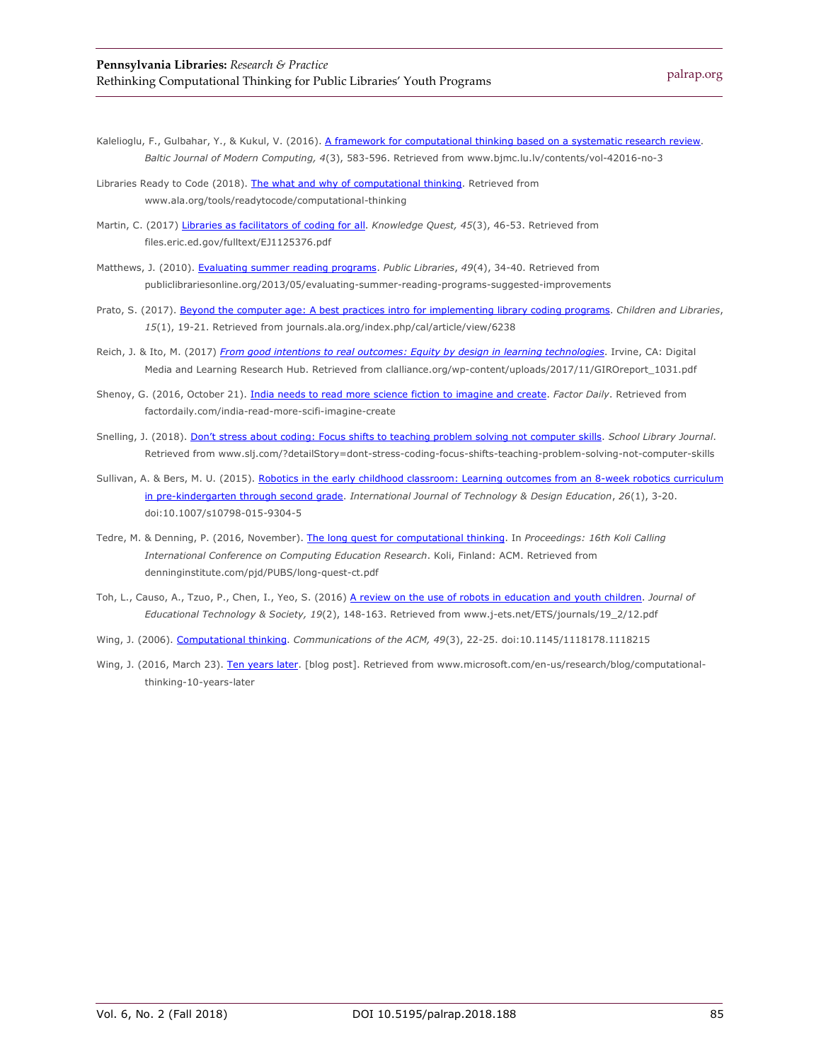Kalelioglu, F., Gulbahar, Y., & Kukul, V. (2016). A framework for computational thinking based on a systematic research review. *Baltic Journal of Modern Computing, 4*(3), 583-596. Retrieved from www.bjmc.lu.lv/contents/vol-42016-no-3

Libraries Ready to Code (2018). The what and why of computational thinking. Retrieved from www.ala.org/tools/readytocode/computational-thinking

Martin, C. (2017) Libraries as facilitators of coding for all. *Knowledge Quest, 45*(3), 46-53. Retrieved from files.eric.ed.gov/fulltext/EJ1125376.pdf

Matthews, J. (2010). Evaluating summer reading programs. *Public Libraries*, *49*(4), 34-40. Retrieved from publiclibrariesonline.org/2013/05/evaluating-summer-reading-programs-suggested-improvements

Prato, S. (2017). Beyond the computer age: A best practices intro for implementing library coding programs. *Children and Libraries*, *15*(1), 19-21. Retrieved from journals.ala.org/index.php/cal/article/view/6238

Reich, J. & Ito, M. (2017) *From good intentions to real outcomes: Equity by design in learning technologies*. Irvine, CA: Digital Media and Learning Research Hub. Retrieved from clalliance.org/wp-content/uploads/2017/11/GIROreport_1031.pdf

Shenoy, G. (2016, October 21). India needs to read more science fiction to imagine and create. *Factor Daily*. Retrieved from factordaily.com/india-read-more-scifi-imagine-create

Snelling, J. (2018). Don't stress about coding: Focus shifts to teaching problem solving not computer skills. *School Library Journal*. Retrieved from www.slj.com/?detailStory=dont-stress-coding-focus-shifts-teaching-problem-solving-not-computer-skills

Sullivan, A. & Bers, M. U. (2015). Robotics in the early childhood classroom: Learning outcomes from an 8-week robotics curriculum in pre-kindergarten through second grade. *International Journal of Technology & Design Education*, *26*(1), 3-20. doi:10.1007/s10798-015-9304-5

Tedre, M. & Denning, P. (2016, November). The long quest for computational thinking. In *Proceedings: 16th Koli Calling International Conference on Computing Education Research*. Koli, Finland: ACM. Retrieved from denninginstitute.com/pjd/PUBS/long-quest-ct.pdf

Toh, L., Causo, A., Tzuo, P., Chen, I., Yeo, S. (2016) A review on the use of robots in education and youth children. *Journal of Educational Technology & Society, 19*(2), 148-163. Retrieved from www.j-ets.net/ETS/journals/19_2/12.pdf

Wing, J. (2006). Computational thinking. *Communications of the ACM, 49*(3), 22-25. doi:10.1145/1118178.1118215

Wing, J. (2016, March 23). Ten years later. [blog post]. Retrieved from www.microsoft.com/en-us/research/blog/computational-thinking-10-years-later